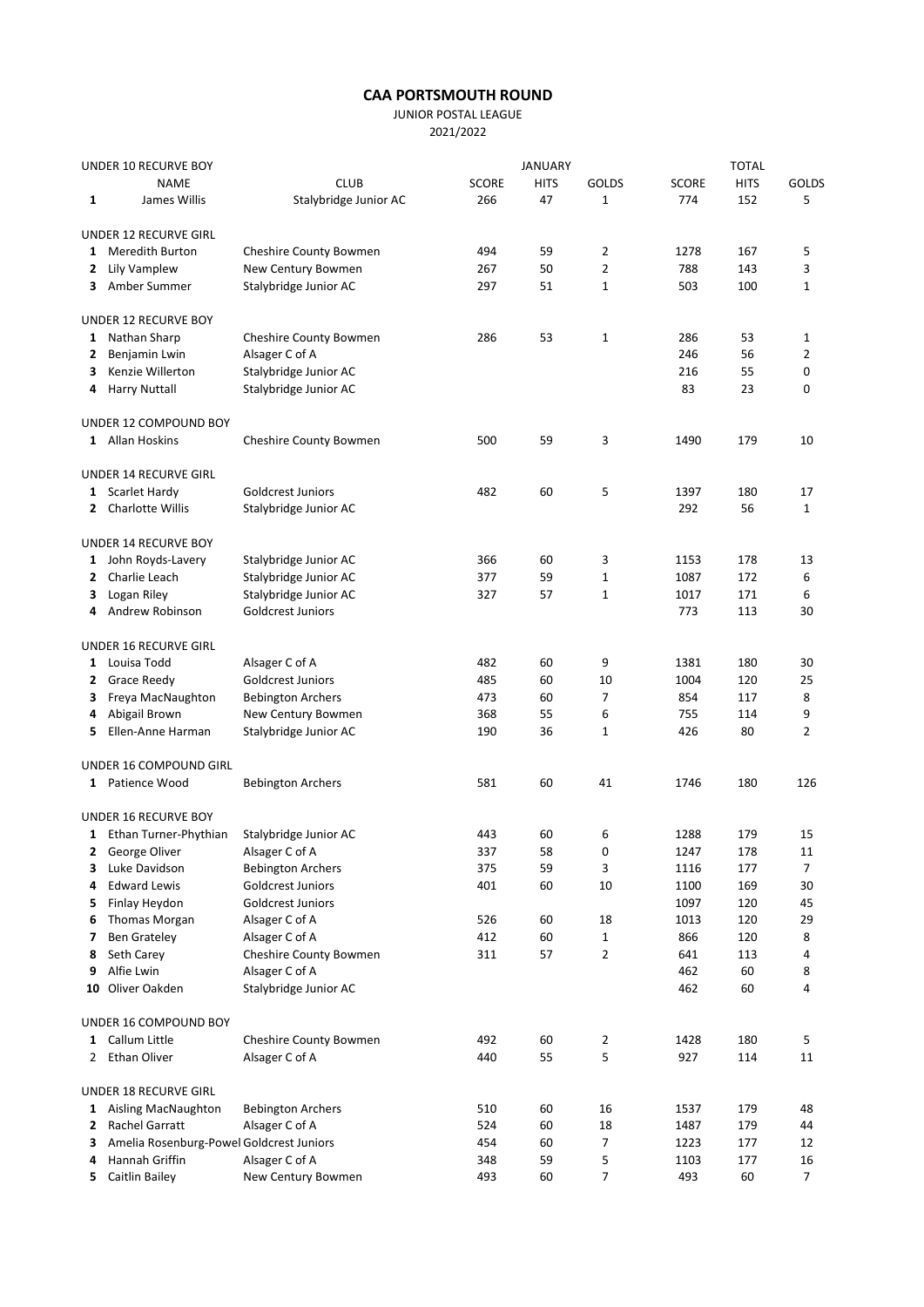# CAA PORTSMOUTH ROUND

JUNIOR POSTAL LEAGUE

2021/2022

| | NAME | CLUB | JANUARY SCORE | JANUARY HITS | JANUARY GOLDS | TOTAL SCORE | TOTAL HITS | TOTAL GOLDS |
|---|---|---|---|---|---|---|---|---|
| **UNDER 10 RECURVE BOY** | | | | | | | | |
| **1** | James Willis | Stalybridge Junior AC | 266 | 47 | 1 | 774 | 152 | 5 |
| **UNDER 12 RECURVE GIRL** | | | | | | | | |
| **1** | Meredith Burton | Cheshire County Bowmen | 494 | 59 | 2 | 1278 | 167 | 5 |
| **2** | Lily Vamplew | New Century Bowmen | 267 | 50 | 2 | 788 | 143 | 3 |
| **3** | Amber Summer | Stalybridge Junior AC | 297 | 51 | 1 | 503 | 100 | 1 |
| **UNDER 12 RECURVE BOY** | | | | | | | | |
| **1** | Nathan Sharp | Cheshire County Bowmen | 286 | 53 | 1 | 286 | 53 | 1 |
| **2** | Benjamin Lwin | Alsager C of A | | | | 246 | 56 | 2 |
| **3** | Kenzie Willerton | Stalybridge Junior AC | | | | 216 | 55 | 0 |
| **4** | Harry Nuttall | Stalybridge Junior AC | | | | 83 | 23 | 0 |
| **UNDER 12 COMPOUND BOY** | | | | | | | | |
| **1** | Allan Hoskins | Cheshire County Bowmen | 500 | 59 | 3 | 1490 | 179 | 10 |
| **UNDER 14 RECURVE GIRL** | | | | | | | | |
| **1** | Scarlet Hardy | Goldcrest Juniors | 482 | 60 | 5 | 1397 | 180 | 17 |
| **2** | Charlotte Willis | Stalybridge Junior AC | | | | 292 | 56 | 1 |
| **UNDER 14 RECURVE BOY** | | | | | | | | |
| **1** | John Royds-Lavery | Stalybridge Junior AC | 366 | 60 | 3 | 1153 | 178 | 13 |
| **2** | Charlie Leach | Stalybridge Junior AC | 377 | 59 | 1 | 1087 | 172 | 6 |
| **3** | Logan Riley | Stalybridge Junior AC | 327 | 57 | 1 | 1017 | 171 | 6 |
| **4** | Andrew Robinson | Goldcrest Juniors | | | | 773 | 113 | 30 |
| **UNDER 16 RECURVE GIRL** | | | | | | | | |
| **1** | Louisa Todd | Alsager C of A | 482 | 60 | 9 | 1381 | 180 | 30 |
| **2** | Grace Reedy | Goldcrest Juniors | 485 | 60 | 10 | 1004 | 120 | 25 |
| **3** | Freya MacNaughton | Bebington Archers | 473 | 60 | 7 | 854 | 117 | 8 |
| **4** | Abigail Brown | New Century Bowmen | 368 | 55 | 6 | 755 | 114 | 9 |
| **5** | Ellen-Anne Harman | Stalybridge Junior AC | 190 | 36 | 1 | 426 | 80 | 2 |
| **UNDER 16 COMPOUND GIRL** | | | | | | | | |
| **1** | Patience Wood | Bebington Archers | 581 | 60 | 41 | 1746 | 180 | 126 |
| **UNDER 16 RECURVE BOY** | | | | | | | | |
| **1** | Ethan Turner-Phythian | Stalybridge Junior AC | 443 | 60 | 6 | 1288 | 179 | 15 |
| **2** | George Oliver | Alsager C of A | 337 | 58 | 0 | 1247 | 178 | 11 |
| **3** | Luke Davidson | Bebington Archers | 375 | 59 | 3 | 1116 | 177 | 7 |
| **4** | Edward Lewis | Goldcrest Juniors | 401 | 60 | 10 | 1100 | 169 | 30 |
| **5** | Finlay Heydon | Goldcrest Juniors | | | | 1097 | 120 | 45 |
| **6** | Thomas Morgan | Alsager C of A | 526 | 60 | 18 | 1013 | 120 | 29 |
| **7** | Ben Grateley | Alsager C of A | 412 | 60 | 1 | 866 | 120 | 8 |
| **8** | Seth Carey | Cheshire County Bowmen | 311 | 57 | 2 | 641 | 113 | 4 |
| **9** | Alfie Lwin | Alsager C of A | | | | 462 | 60 | 8 |
| **10** | Oliver Oakden | Stalybridge Junior AC | | | | 462 | 60 | 4 |
| **UNDER 16 COMPOUND BOY** | | | | | | | | |
| **1** | Callum Little | Cheshire County Bowmen | 492 | 60 | 2 | 1428 | 180 | 5 |
| 2 | Ethan Oliver | Alsager C of A | 440 | 55 | 5 | 927 | 114 | 11 |
| **UNDER 18 RECURVE GIRL** | | | | | | | | |
| **1** | Aisling MacNaughton | Bebington Archers | 510 | 60 | 16 | 1537 | 179 | 48 |
| **2** | Rachel Garratt | Alsager C of A | 524 | 60 | 18 | 1487 | 179 | 44 |
| **3** | Amelia Rosenburg-Powel | Goldcrest Juniors | 454 | 60 | 7 | 1223 | 177 | 12 |
| **4** | Hannah Griffin | Alsager C of A | 348 | 59 | 5 | 1103 | 177 | 16 |
| **5** | Caitlin Bailey | New Century Bowmen | 493 | 60 | 7 | 493 | 60 | 7 |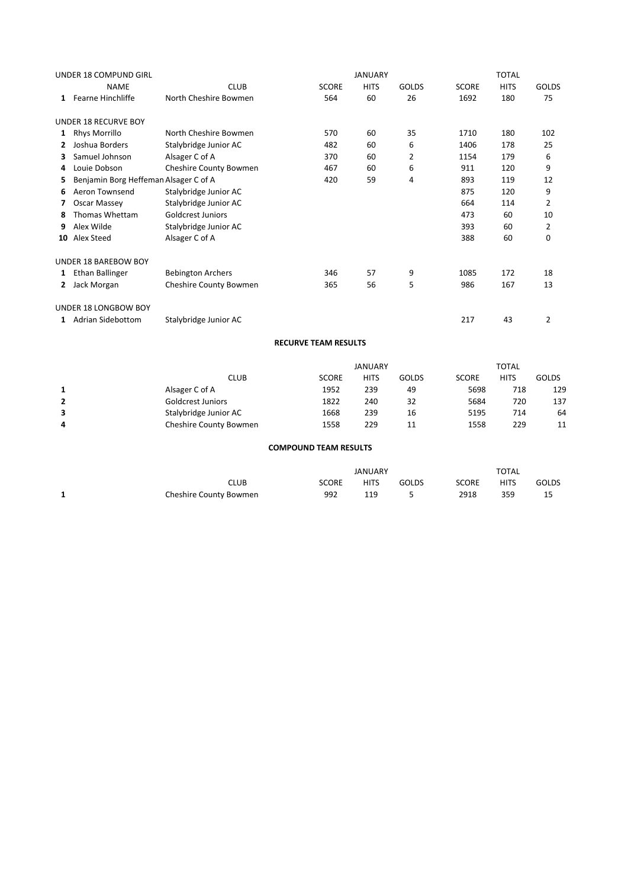| UNDER 18 COMPUND GIRL | | | JANUARY | | | TOTAL | | |
|---|---|---|---|---|---|---|---|---|
| | NAME | CLUB | SCORE | HITS | GOLDS | SCORE | HITS | GOLDS |
| 1 | Fearne Hinchliffe | North Cheshire Bowmen | 564 | 60 | 26 | 1692 | 180 | 75 |

| UNDER 18 RECURVE BOY | | | | | | | | |
|---|---|---|---|---|---|---|---|---|
| 1 | Rhys Morrillo | North Cheshire Bowmen | 570 | 60 | 35 | 1710 | 180 | 102 |
| 2 | Joshua Borders | Stalybridge Junior AC | 482 | 60 | 6 | 1406 | 178 | 25 |
| 3 | Samuel Johnson | Alsager C of A | 370 | 60 | 2 | 1154 | 179 | 6 |
| 4 | Louie Dobson | Cheshire County Bowmen | 467 | 60 | 6 | 911 | 120 | 9 |
| 5 | Benjamin Borg Heffeman | Alsager C of A | 420 | 59 | 4 | 893 | 119 | 12 |
| 6 | Aeron Townsend | Stalybridge Junior AC | | | | 875 | 120 | 9 |
| 7 | Oscar Massey | Stalybridge Junior AC | | | | 664 | 114 | 2 |
| 8 | Thomas Whettam | Goldcrest Juniors | | | | 473 | 60 | 10 |
| 9 | Alex Wilde | Stalybridge Junior AC | | | | 393 | 60 | 2 |
| 10 | Alex Steed | Alsager C of A | | | | 388 | 60 | 0 |

| UNDER 18 BAREBOW BOY | | | | | | | | |
|---|---|---|---|---|---|---|---|---|
| 1 | Ethan Ballinger | Bebington Archers | 346 | 57 | 9 | 1085 | 172 | 18 |
| 2 | Jack Morgan | Cheshire County Bowmen | 365 | 56 | 5 | 986 | 167 | 13 |

| UNDER 18 LONGBOW BOY | | | | | | | | |
|---|---|---|---|---|---|---|---|---|
| 1 | Adrian Sidebottom | Stalybridge Junior AC | | | | 217 | 43 | 2 |

**RECURVE TEAM RESULTS**

| | | JANUARY | | | TOTAL | | |
|---|---|---|---|---|---|---|---|
| | CLUB | SCORE | HITS | GOLDS | SCORE | HITS | GOLDS |
| 1 | Alsager C of A | 1952 | 239 | 49 | 5698 | 718 | 129 |
| 2 | Goldcrest Juniors | 1822 | 240 | 32 | 5684 | 720 | 137 |
| 3 | Stalybridge Junior AC | 1668 | 239 | 16 | 5195 | 714 | 64 |
| 4 | Cheshire County Bowmen | 1558 | 229 | 11 | 1558 | 229 | 11 |

**COMPOUND TEAM RESULTS**

| | | JANUARY | | | TOTAL | | |
|---|---|---|---|---|---|---|---|
| | CLUB | SCORE | HITS | GOLDS | SCORE | HITS | GOLDS |
| 1 | Cheshire County Bowmen | 992 | 119 | 5 | 2918 | 359 | 15 |